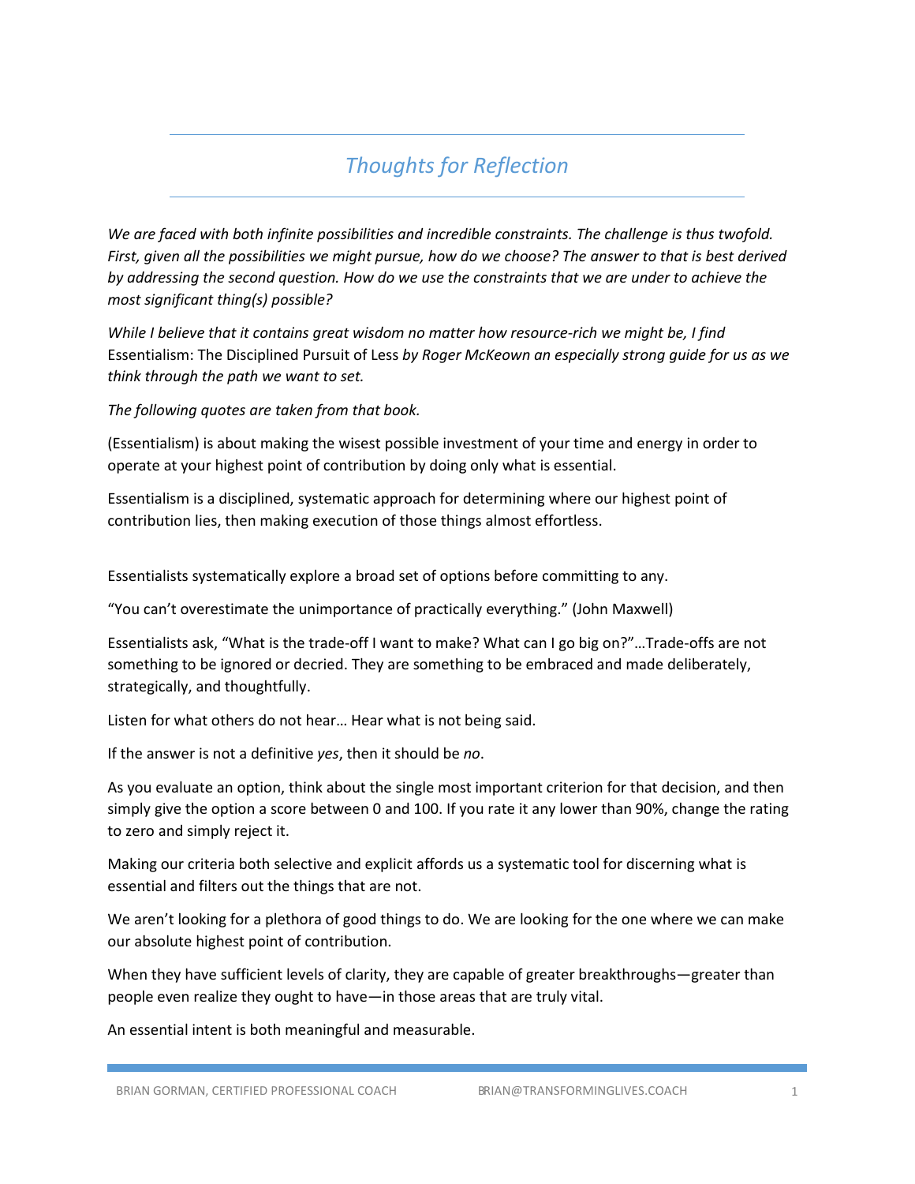# *Thoughts for Reflection*

*We are faced with both infinite possibilities and incredible constraints. The challenge is thus twofold. First, given all the possibilities we might pursue, how do we choose? The answer to that is best derived by addressing the second question. How do we use the constraints that we are under to achieve the most significant thing(s) possible?*

*While I believe that it contains great wisdom no matter how resource-rich we might be, I find* Essentialism: The Disciplined Pursuit of Less *by Roger McKeown an especially strong guide for us as we think through the path we want to set.*

*The following quotes are taken from that book.*

(Essentialism) is about making the wisest possible investment of your time and energy in order to operate at your highest point of contribution by doing only what is essential.

Essentialism is a disciplined, systematic approach for determining where our highest point of contribution lies, then making execution of those things almost effortless.

Essentialists systematically explore a broad set of options before committing to any.

"You can't overestimate the unimportance of practically everything." (John Maxwell)

Essentialists ask, "What is the trade-off I want to make? What can I go big on?"…Trade-offs are not something to be ignored or decried. They are something to be embraced and made deliberately, strategically, and thoughtfully.

Listen for what others do not hear… Hear what is not being said.

If the answer is not a definitive *yes*, then it should be *no*.

As you evaluate an option, think about the single most important criterion for that decision, and then simply give the option a score between 0 and 100. If you rate it any lower than 90%, change the rating to zero and simply reject it.

Making our criteria both selective and explicit affords us a systematic tool for discerning what is essential and filters out the things that are not.

We aren't looking for a plethora of good things to do. We are looking for the one where we can make our absolute highest point of contribution.

When they have sufficient levels of clarity, they are capable of greater breakthroughs—greater than people even realize they ought to have—in those areas that are truly vital.

An essential intent is both meaningful and measurable.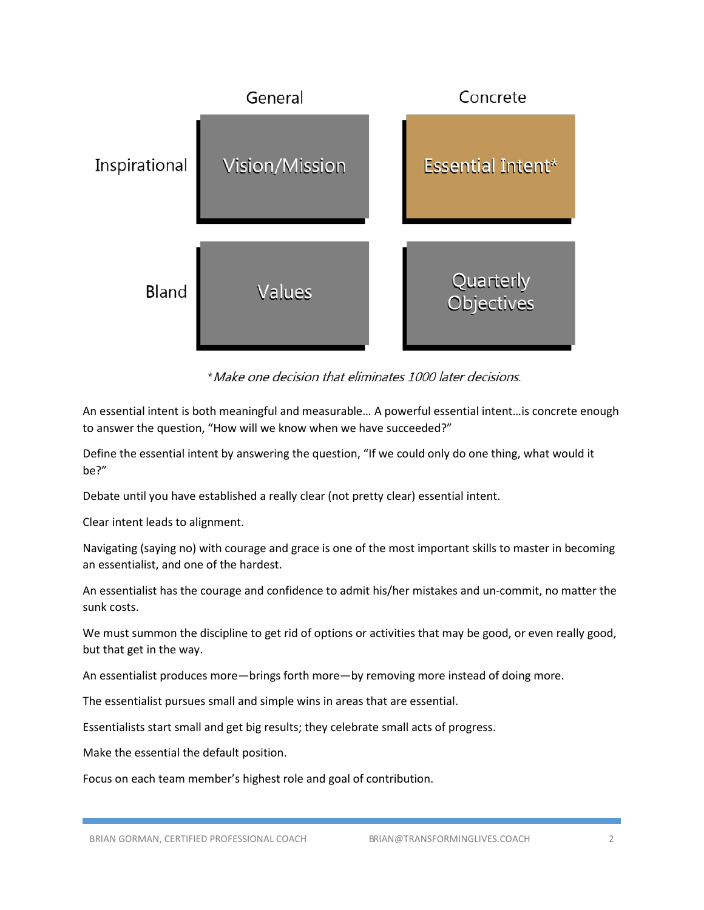| | General | Concrete |
|---|---|---|
| Inspirational | Vision/Mission | Essential Intent* |
| Bland | Values | Quarterly Objectives |

**Make one decision that eliminates 1000 later decisions.*

An essential intent is both meaningful and measurable… A powerful essential intent…is concrete enough to answer the question, "How will we know when we have succeeded?"

Define the essential intent by answering the question, "If we could only do one thing, what would it be?"

Debate until you have established a really clear (not pretty clear) essential intent.

Clear intent leads to alignment.

Navigating (saying no) with courage and grace is one of the most important skills to master in becoming an essentialist, and one of the hardest.

An essentialist has the courage and confidence to admit his/her mistakes and un-commit, no matter the sunk costs.

We must summon the discipline to get rid of options or activities that may be good, or even really good, but that get in the way.

An essentialist produces more—brings forth more—by removing more instead of doing more.

The essentialist pursues small and simple wins in areas that are essential.

Essentialists start small and get big results; they celebrate small acts of progress.

Make the essential the default position.

Focus on each team member's highest role and goal of contribution.